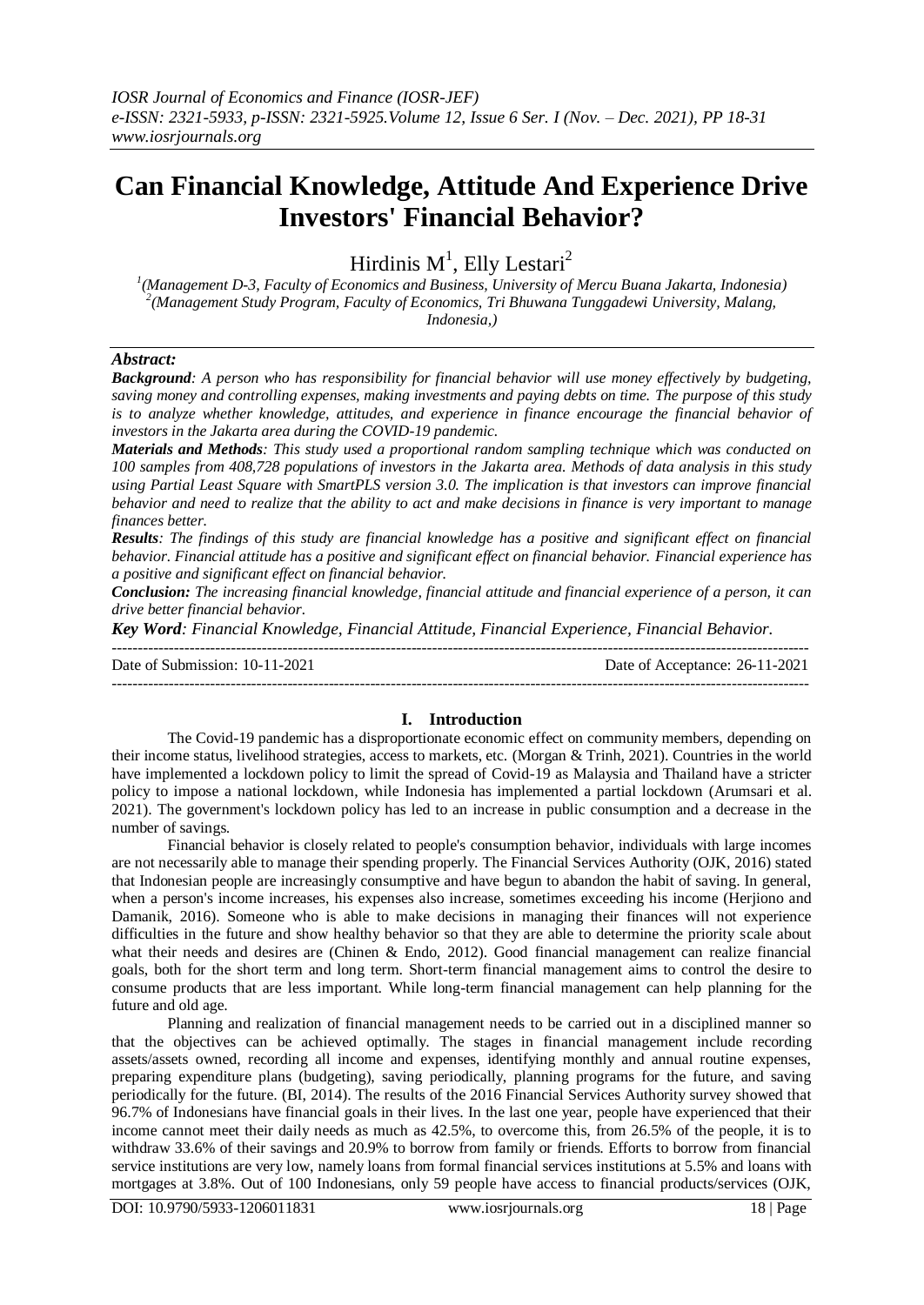# Can Financial Knowledge, Attitude And Experience Drive Investors' Financial Behavior?

Hirdinis M[1], Elly Lestari[2]

[1](Management D-3, Faculty of Economics and Business, University of Mercu Buana Jakarta, Indonesia)
[2](Management Study Program, Faculty of Economics, Tri Bhuwana Tunggadewi University, Malang, Indonesia,)

## Abstract:

***Background***: *A person who has responsibility for financial behavior will use money effectively by budgeting, saving money and controlling expenses, making investments and paying debts on time. The purpose of this study is to analyze whether knowledge, attitudes, and experience in finance encourage the financial behavior of investors in the Jakarta area during the COVID-19 pandemic.*

***Materials and Methods***: *This study used a proportional random sampling technique which was conducted on 100 samples from 408,728 populations of investors in the Jakarta area. Methods of data analysis in this study using Partial Least Square with SmartPLS version 3.0. The implication is that investors can improve financial behavior and need to realize that the ability to act and make decisions in finance is very important to manage finances better.*

***Results***: *The findings of this study are financial knowledge has a positive and significant effect on financial behavior. Financial attitude has a positive and significant effect on financial behavior. Financial experience has a positive and significant effect on financial behavior.*

***Conclusion:*** *The increasing financial knowledge, financial attitude and financial experience of a person, it can drive better financial behavior.*

***Key Word***: *Financial Knowledge, Financial Attitude, Financial Experience, Financial Behavior.*

Date of Submission: 10-11-2021 Date of Acceptance: 26-11-2021

## I. Introduction

The Covid-19 pandemic has a disproportionate economic effect on community members, depending on their income status, livelihood strategies, access to markets, etc. (Morgan & Trinh, 2021). Countries in the world have implemented a lockdown policy to limit the spread of Covid-19 as Malaysia and Thailand have a stricter policy to impose a national lockdown, while Indonesia has implemented a partial lockdown (Arumsari et al. 2021). The government's lockdown policy has led to an increase in public consumption and a decrease in the number of savings.

Financial behavior is closely related to people's consumption behavior, individuals with large incomes are not necessarily able to manage their spending properly. The Financial Services Authority (OJK, 2016) stated that Indonesian people are increasingly consumptive and have begun to abandon the habit of saving. In general, when a person's income increases, his expenses also increase, sometimes exceeding his income (Herjiono and Damanik, 2016). Someone who is able to make decisions in managing their finances will not experience difficulties in the future and show healthy behavior so that they are able to determine the priority scale about what their needs and desires are (Chinen & Endo, 2012). Good financial management can realize financial goals, both for the short term and long term. Short-term financial management aims to control the desire to consume products that are less important. While long-term financial management can help planning for the future and old age.

Planning and realization of financial management needs to be carried out in a disciplined manner so that the objectives can be achieved optimally. The stages in financial management include recording assets/assets owned, recording all income and expenses, identifying monthly and annual routine expenses, preparing expenditure plans (budgeting), saving periodically, planning programs for the future, and saving periodically for the future. (BI, 2014). The results of the 2016 Financial Services Authority survey showed that 96.7% of Indonesians have financial goals in their lives. In the last one year, people have experienced that their income cannot meet their daily needs as much as 42.5%, to overcome this, from 26.5% of the people, it is to withdraw 33.6% of their savings and 20.9% to borrow from family or friends. Efforts to borrow from financial service institutions are very low, namely loans from formal financial services institutions at 5.5% and loans with mortgages at 3.8%. Out of 100 Indonesians, only 59 people have access to financial products/services (OJK,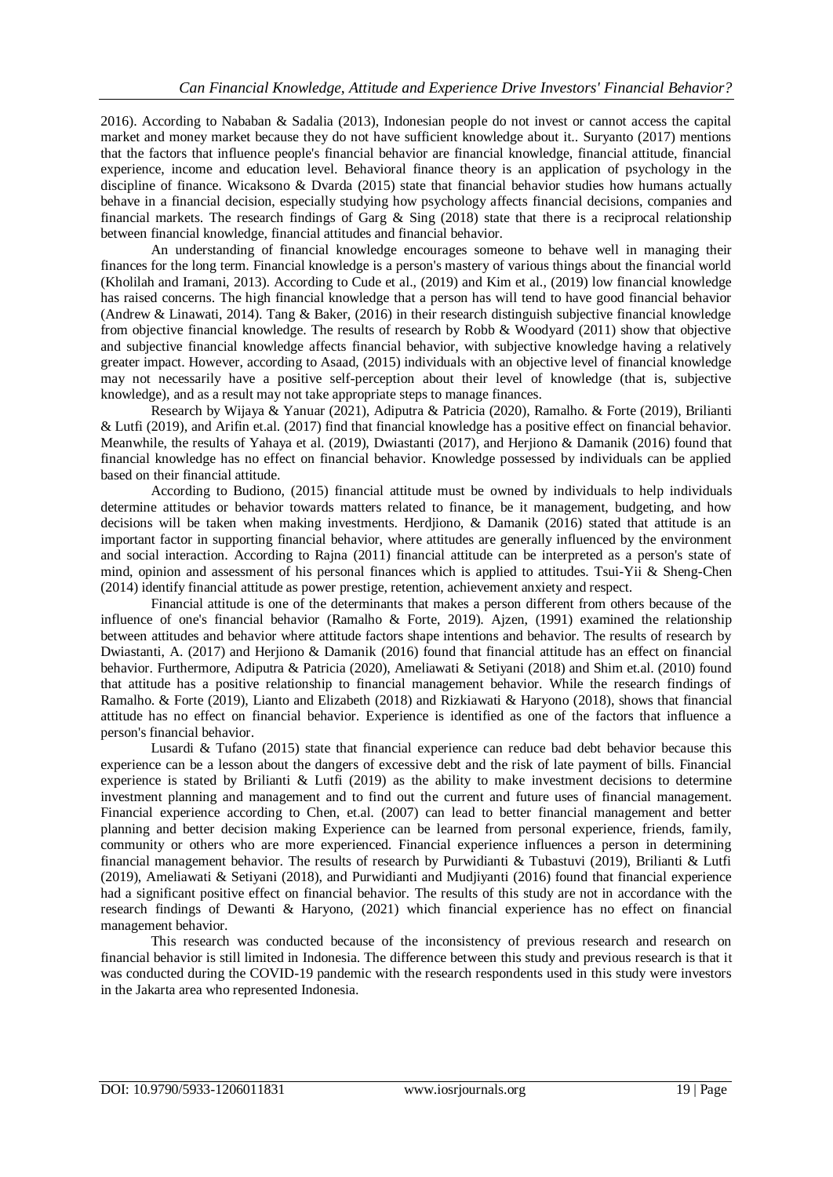2016). According to Nababan & Sadalia (2013), Indonesian people do not invest or cannot access the capital market and money market because they do not have sufficient knowledge about it.. Suryanto (2017) mentions that the factors that influence people's financial behavior are financial knowledge, financial attitude, financial experience, income and education level. Behavioral finance theory is an application of psychology in the discipline of finance. Wicaksono & Dvarda (2015) state that financial behavior studies how humans actually behave in a financial decision, especially studying how psychology affects financial decisions, companies and financial markets. The research findings of Garg & Sing (2018) state that there is a reciprocal relationship between financial knowledge, financial attitudes and financial behavior.

An understanding of financial knowledge encourages someone to behave well in managing their finances for the long term. Financial knowledge is a person's mastery of various things about the financial world (Kholilah and Iramani, 2013). According to Cude et al., (2019) and Kim et al., (2019) low financial knowledge has raised concerns. The high financial knowledge that a person has will tend to have good financial behavior (Andrew & Linawati, 2014). Tang & Baker, (2016) in their research distinguish subjective financial knowledge from objective financial knowledge. The results of research by Robb & Woodyard (2011) show that objective and subjective financial knowledge affects financial behavior, with subjective knowledge having a relatively greater impact. However, according to Asaad, (2015) individuals with an objective level of financial knowledge may not necessarily have a positive self-perception about their level of knowledge (that is, subjective knowledge), and as a result may not take appropriate steps to manage finances.

Research by Wijaya & Yanuar (2021), Adiputra & Patricia (2020), Ramalho. & Forte (2019), Brilianti & Lutfi (2019), and Arifin et.al. (2017) find that financial knowledge has a positive effect on financial behavior. Meanwhile, the results of Yahaya et al. (2019), Dwiastanti (2017), and Herjiono & Damanik (2016) found that financial knowledge has no effect on financial behavior. Knowledge possessed by individuals can be applied based on their financial attitude.

According to Budiono, (2015) financial attitude must be owned by individuals to help individuals determine attitudes or behavior towards matters related to finance, be it management, budgeting, and how decisions will be taken when making investments. Herdjiono, & Damanik (2016) stated that attitude is an important factor in supporting financial behavior, where attitudes are generally influenced by the environment and social interaction. According to Rajna (2011) financial attitude can be interpreted as a person's state of mind, opinion and assessment of his personal finances which is applied to attitudes. Tsui-Yii & Sheng-Chen (2014) identify financial attitude as power prestige, retention, achievement anxiety and respect.

Financial attitude is one of the determinants that makes a person different from others because of the influence of one's financial behavior (Ramalho & Forte, 2019). Ajzen, (1991) examined the relationship between attitudes and behavior where attitude factors shape intentions and behavior. The results of research by Dwiastanti, A. (2017) and Herjiono & Damanik (2016) found that financial attitude has an effect on financial behavior. Furthermore, Adiputra & Patricia (2020), Ameliawati & Setiyani (2018) and Shim et.al. (2010) found that attitude has a positive relationship to financial management behavior. While the research findings of Ramalho. & Forte (2019), Lianto and Elizabeth (2018) and Rizkiawati & Haryono (2018), shows that financial attitude has no effect on financial behavior. Experience is identified as one of the factors that influence a person's financial behavior.

Lusardi & Tufano (2015) state that financial experience can reduce bad debt behavior because this experience can be a lesson about the dangers of excessive debt and the risk of late payment of bills. Financial experience is stated by Brilianti & Lutfi (2019) as the ability to make investment decisions to determine investment planning and management and to find out the current and future uses of financial management. Financial experience according to Chen, et.al. (2007) can lead to better financial management and better planning and better decision making Experience can be learned from personal experience, friends, family, community or others who are more experienced. Financial experience influences a person in determining financial management behavior. The results of research by Purwidianti & Tubastuvi (2019), Brilianti & Lutfi (2019), Ameliawati & Setiyani (2018), and Purwidianti and Mudjiyanti (2016) found that financial experience had a significant positive effect on financial behavior. The results of this study are not in accordance with the research findings of Dewanti & Haryono, (2021) which financial experience has no effect on financial management behavior.

This research was conducted because of the inconsistency of previous research and research on financial behavior is still limited in Indonesia. The difference between this study and previous research is that it was conducted during the COVID-19 pandemic with the research respondents used in this study were investors in the Jakarta area who represented Indonesia.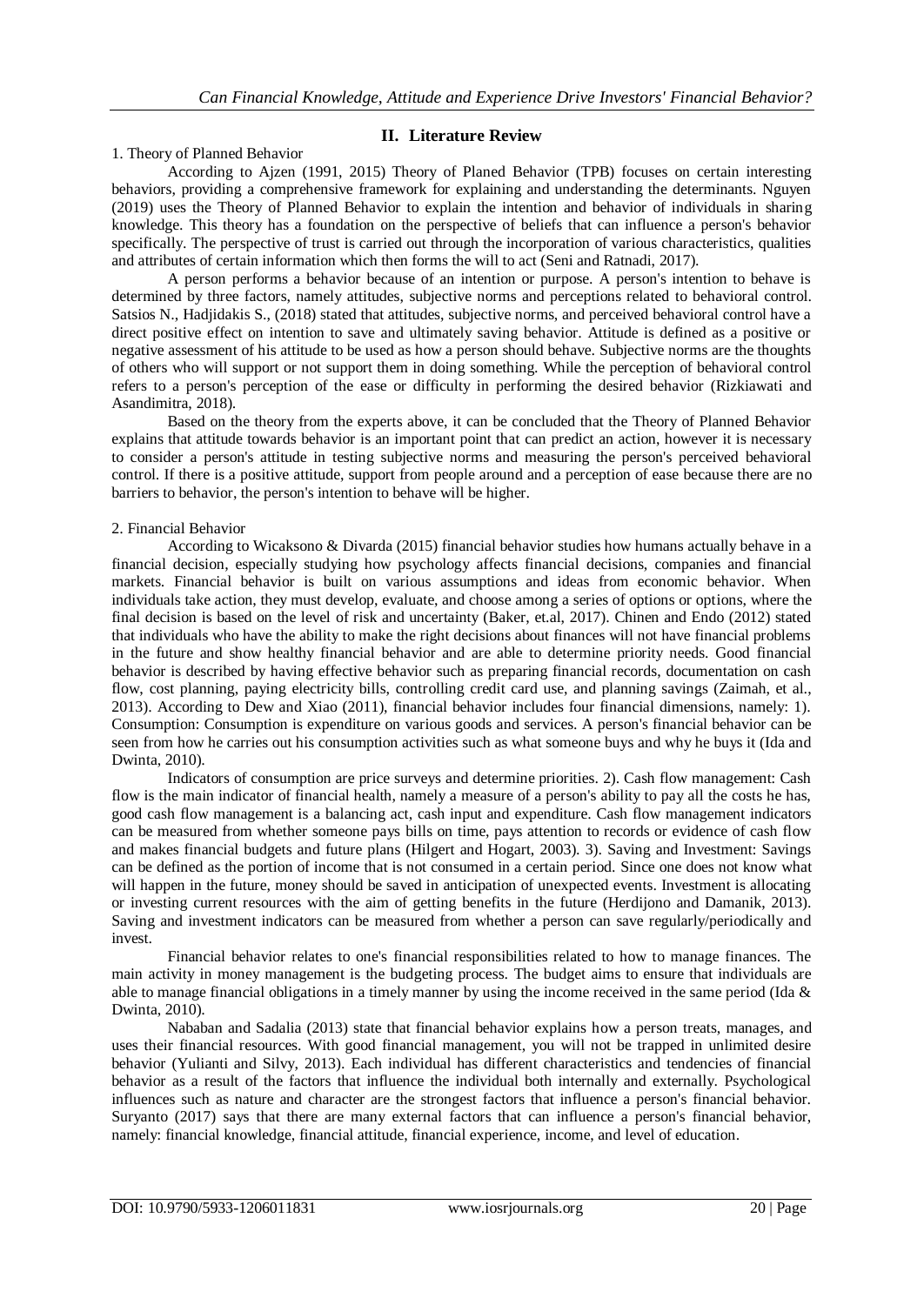## II. Literature Review

1. Theory of Planned Behavior

According to Ajzen (1991, 2015) Theory of Planed Behavior (TPB) focuses on certain interesting behaviors, providing a comprehensive framework for explaining and understanding the determinants. Nguyen (2019) uses the Theory of Planned Behavior to explain the intention and behavior of individuals in sharing knowledge. This theory has a foundation on the perspective of beliefs that can influence a person's behavior specifically. The perspective of trust is carried out through the incorporation of various characteristics, qualities and attributes of certain information which then forms the will to act (Seni and Ratnadi, 2017).

A person performs a behavior because of an intention or purpose. A person's intention to behave is determined by three factors, namely attitudes, subjective norms and perceptions related to behavioral control. Satsios N., Hadjidakis S., (2018) stated that attitudes, subjective norms, and perceived behavioral control have a direct positive effect on intention to save and ultimately saving behavior. Attitude is defined as a positive or negative assessment of his attitude to be used as how a person should behave. Subjective norms are the thoughts of others who will support or not support them in doing something. While the perception of behavioral control refers to a person's perception of the ease or difficulty in performing the desired behavior (Rizkiawati and Asandimitra, 2018).

Based on the theory from the experts above, it can be concluded that the Theory of Planned Behavior explains that attitude towards behavior is an important point that can predict an action, however it is necessary to consider a person's attitude in testing subjective norms and measuring the person's perceived behavioral control. If there is a positive attitude, support from people around and a perception of ease because there are no barriers to behavior, the person's intention to behave will be higher.

2. Financial Behavior

According to Wicaksono & Divarda (2015) financial behavior studies how humans actually behave in a financial decision, especially studying how psychology affects financial decisions, companies and financial markets. Financial behavior is built on various assumptions and ideas from economic behavior. When individuals take action, they must develop, evaluate, and choose among a series of options or options, where the final decision is based on the level of risk and uncertainty (Baker, et.al, 2017). Chinen and Endo (2012) stated that individuals who have the ability to make the right decisions about finances will not have financial problems in the future and show healthy financial behavior and are able to determine priority needs. Good financial behavior is described by having effective behavior such as preparing financial records, documentation on cash flow, cost planning, paying electricity bills, controlling credit card use, and planning savings (Zaimah, et al., 2013). According to Dew and Xiao (2011), financial behavior includes four financial dimensions, namely: 1). Consumption: Consumption is expenditure on various goods and services. A person's financial behavior can be seen from how he carries out his consumption activities such as what someone buys and why he buys it (Ida and Dwinta, 2010).

Indicators of consumption are price surveys and determine priorities. 2). Cash flow management: Cash flow is the main indicator of financial health, namely a measure of a person's ability to pay all the costs he has, good cash flow management is a balancing act, cash input and expenditure. Cash flow management indicators can be measured from whether someone pays bills on time, pays attention to records or evidence of cash flow and makes financial budgets and future plans (Hilgert and Hogart, 2003). 3). Saving and Investment: Savings can be defined as the portion of income that is not consumed in a certain period. Since one does not know what will happen in the future, money should be saved in anticipation of unexpected events. Investment is allocating or investing current resources with the aim of getting benefits in the future (Herdijono and Damanik, 2013). Saving and investment indicators can be measured from whether a person can save regularly/periodically and invest.

Financial behavior relates to one's financial responsibilities related to how to manage finances. The main activity in money management is the budgeting process. The budget aims to ensure that individuals are able to manage financial obligations in a timely manner by using the income received in the same period (Ida & Dwinta, 2010).

Nababan and Sadalia (2013) state that financial behavior explains how a person treats, manages, and uses their financial resources. With good financial management, you will not be trapped in unlimited desire behavior (Yulianti and Silvy, 2013). Each individual has different characteristics and tendencies of financial behavior as a result of the factors that influence the individual both internally and externally. Psychological influences such as nature and character are the strongest factors that influence a person's financial behavior. Suryanto (2017) says that there are many external factors that can influence a person's financial behavior, namely: financial knowledge, financial attitude, financial experience, income, and level of education.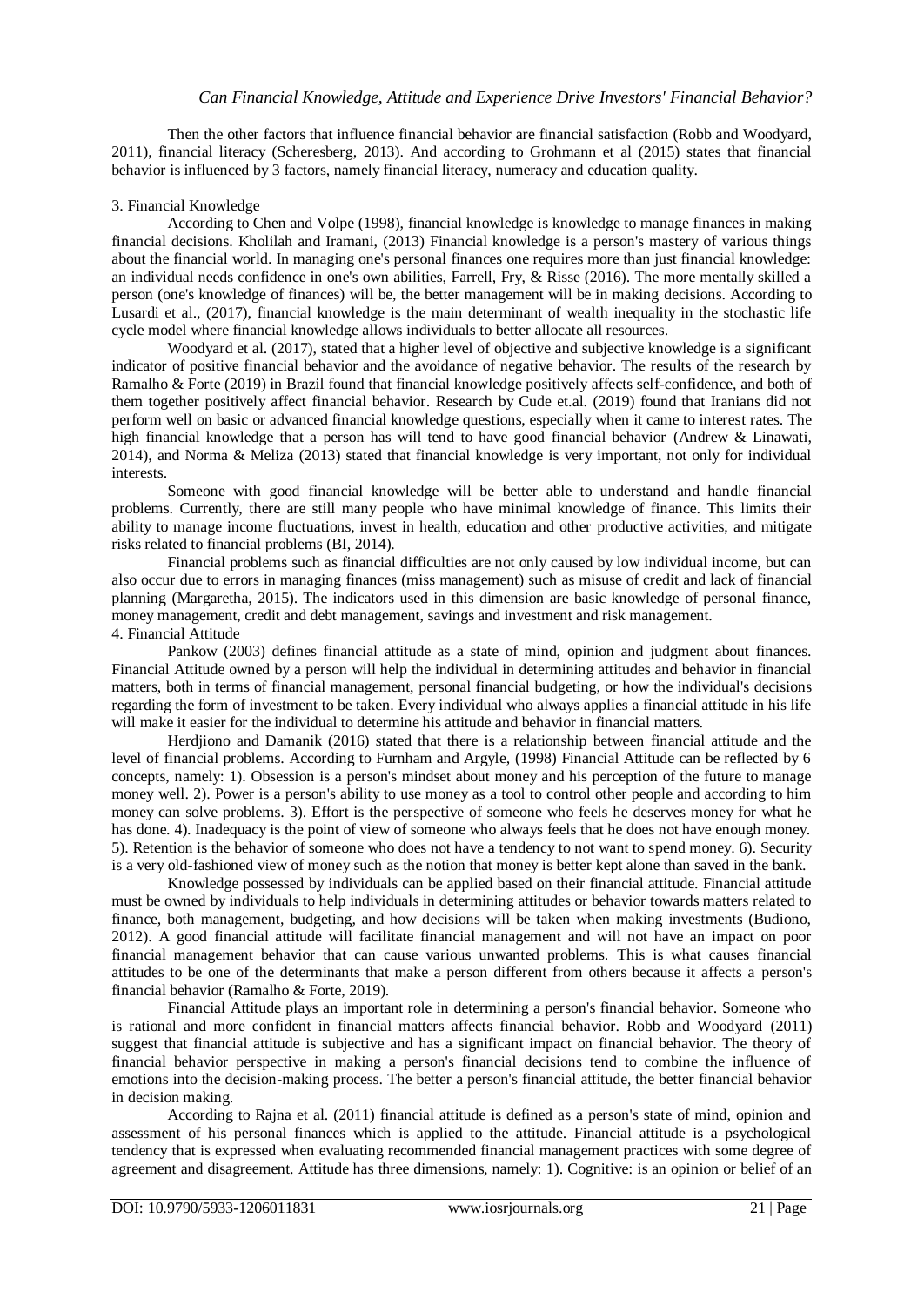Then the other factors that influence financial behavior are financial satisfaction (Robb and Woodyard, 2011), financial literacy (Scheresberg, 2013). And according to Grohmann et al (2015) states that financial behavior is influenced by 3 factors, namely financial literacy, numeracy and education quality.

### 3. Financial Knowledge

According to Chen and Volpe (1998), financial knowledge is knowledge to manage finances in making financial decisions. Kholilah and Iramani, (2013) Financial knowledge is a person's mastery of various things about the financial world. In managing one's personal finances one requires more than just financial knowledge: an individual needs confidence in one's own abilities, Farrell, Fry, & Risse (2016). The more mentally skilled a person (one's knowledge of finances) will be, the better management will be in making decisions. According to Lusardi et al., (2017), financial knowledge is the main determinant of wealth inequality in the stochastic life cycle model where financial knowledge allows individuals to better allocate all resources.

Woodyard et al. (2017), stated that a higher level of objective and subjective knowledge is a significant indicator of positive financial behavior and the avoidance of negative behavior. The results of the research by Ramalho & Forte (2019) in Brazil found that financial knowledge positively affects self-confidence, and both of them together positively affect financial behavior. Research by Cude et.al. (2019) found that Iranians did not perform well on basic or advanced financial knowledge questions, especially when it came to interest rates. The high financial knowledge that a person has will tend to have good financial behavior (Andrew & Linawati, 2014), and Norma & Meliza (2013) stated that financial knowledge is very important, not only for individual interests.

Someone with good financial knowledge will be better able to understand and handle financial problems. Currently, there are still many people who have minimal knowledge of finance. This limits their ability to manage income fluctuations, invest in health, education and other productive activities, and mitigate risks related to financial problems (BI, 2014).

Financial problems such as financial difficulties are not only caused by low individual income, but can also occur due to errors in managing finances (miss management) such as misuse of credit and lack of financial planning (Margaretha, 2015). The indicators used in this dimension are basic knowledge of personal finance, money management, credit and debt management, savings and investment and risk management.

### 4. Financial Attitude

Pankow (2003) defines financial attitude as a state of mind, opinion and judgment about finances. Financial Attitude owned by a person will help the individual in determining attitudes and behavior in financial matters, both in terms of financial management, personal financial budgeting, or how the individual's decisions regarding the form of investment to be taken. Every individual who always applies a financial attitude in his life will make it easier for the individual to determine his attitude and behavior in financial matters.

Herdjiono and Damanik (2016) stated that there is a relationship between financial attitude and the level of financial problems. According to Furnham and Argyle, (1998) Financial Attitude can be reflected by 6 concepts, namely: 1). Obsession is a person's mindset about money and his perception of the future to manage money well. 2). Power is a person's ability to use money as a tool to control other people and according to him money can solve problems. 3). Effort is the perspective of someone who feels he deserves money for what he has done. 4). Inadequacy is the point of view of someone who always feels that he does not have enough money. 5). Retention is the behavior of someone who does not have a tendency to not want to spend money. 6). Security is a very old-fashioned view of money such as the notion that money is better kept alone than saved in the bank.

Knowledge possessed by individuals can be applied based on their financial attitude. Financial attitude must be owned by individuals to help individuals in determining attitudes or behavior towards matters related to finance, both management, budgeting, and how decisions will be taken when making investments (Budiono, 2012). A good financial attitude will facilitate financial management and will not have an impact on poor financial management behavior that can cause various unwanted problems. This is what causes financial attitudes to be one of the determinants that make a person different from others because it affects a person's financial behavior (Ramalho & Forte, 2019).

Financial Attitude plays an important role in determining a person's financial behavior. Someone who is rational and more confident in financial matters affects financial behavior. Robb and Woodyard (2011) suggest that financial attitude is subjective and has a significant impact on financial behavior. The theory of financial behavior perspective in making a person's financial decisions tend to combine the influence of emotions into the decision-making process. The better a person's financial attitude, the better financial behavior in decision making.

According to Rajna et al. (2011) financial attitude is defined as a person's state of mind, opinion and assessment of his personal finances which is applied to the attitude. Financial attitude is a psychological tendency that is expressed when evaluating recommended financial management practices with some degree of agreement and disagreement. Attitude has three dimensions, namely: 1). Cognitive: is an opinion or belief of an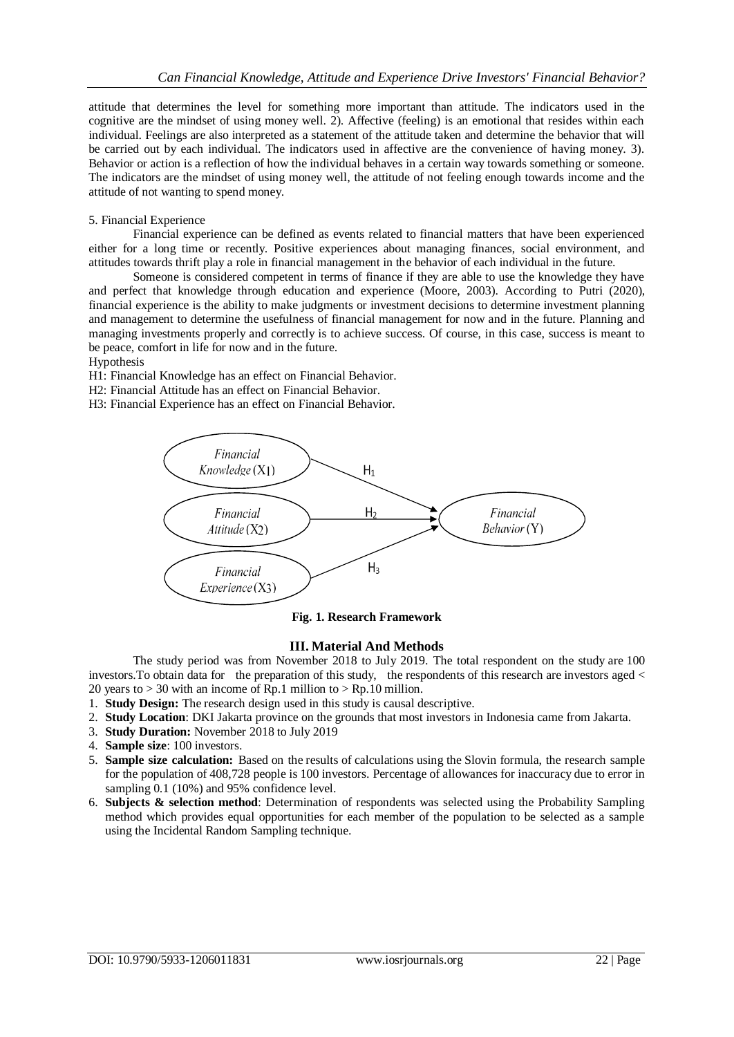attitude that determines the level for something more important than attitude. The indicators used in the cognitive are the mindset of using money well. 2). Affective (feeling) is an emotional that resides within each individual. Feelings are also interpreted as a statement of the attitude taken and determine the behavior that will be carried out by each individual. The indicators used in affective are the convenience of having money. 3). Behavior or action is a reflection of how the individual behaves in a certain way towards something or someone. The indicators are the mindset of using money well, the attitude of not feeling enough towards income and the attitude of not wanting to spend money.

5. Financial Experience

Financial experience can be defined as events related to financial matters that have been experienced either for a long time or recently. Positive experiences about managing finances, social environment, and attitudes towards thrift play a role in financial management in the behavior of each individual in the future.

Someone is considered competent in terms of finance if they are able to use the knowledge they have and perfect that knowledge through education and experience (Moore, 2003). According to Putri (2020), financial experience is the ability to make judgments or investment decisions to determine investment planning and management to determine the usefulness of financial management for now and in the future. Planning and managing investments properly and correctly is to achieve success. Of course, in this case, success is meant to be peace, comfort in life for now and in the future.

Hypothesis

H1: Financial Knowledge has an effect on Financial Behavior.

H2: Financial Attitude has an effect on Financial Behavior.

H3: Financial Experience has an effect on Financial Behavior.

*Financial Knowledge* (X1) —$H_1$→ *Financial Behavior* (Y)

*Financial Attitude* (X2) —$H_2$→ *Financial Behavior* (Y)

*Financial Experience* (X3) —$H_3$→ *Financial Behavior* (Y)

**Fig. 1. Research Framework**

## III. Material And Methods

The study period was from November 2018 to July 2019. The total respondent on the study are 100 investors.To obtain data for the preparation of this study, the respondents of this research are investors aged < 20 years to > 30 with an income of Rp.1 million to > Rp.10 million.

1. **Study Design:** The research design used in this study is causal descriptive.
2. **Study Location**: DKI Jakarta province on the grounds that most investors in Indonesia came from Jakarta.
3. **Study Duration:** November 2018 to July 2019
4. **Sample size**: 100 investors.
5. **Sample size calculation:** Based on the results of calculations using the Slovin formula, the research sample for the population of 408,728 people is 100 investors. Percentage of allowances for inaccuracy due to error in sampling 0.1 (10%) and 95% confidence level.
6. **Subjects & selection method**: Determination of respondents was selected using the Probability Sampling method which provides equal opportunities for each member of the population to be selected as a sample using the Incidental Random Sampling technique.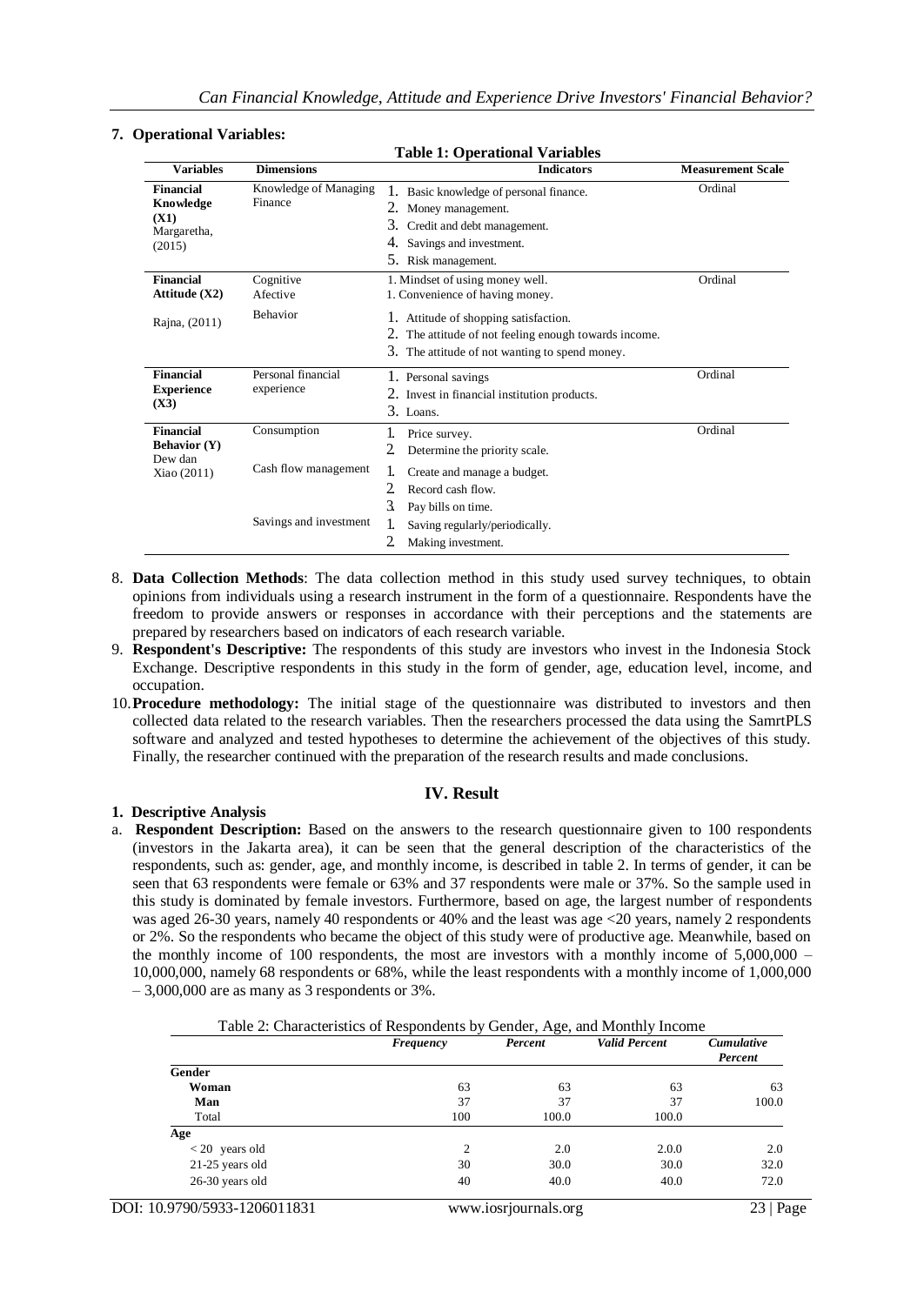**7. Operational Variables:**

**Table 1: Operational Variables**

| Variables | Dimensions | Indicators | Measurement Scale |
|---|---|---|---|
| **Financial Knowledge (X1)** Margaretha, (2015) | Knowledge of Managing Finance | 1. Basic knowledge of personal finance.<br>2. Money management.<br>3. Credit and debt management.<br>4. Savings and investment.<br>5. Risk management. | Ordinal |
| **Financial Attitude (X2)** Rajna, (2011) | Cognitive<br>Afective<br>Behavior | 1. Mindset of using money well.<br>1. Convenience of having money.<br>1. Attitude of shopping satisfaction.<br>2. The attitude of not feeling enough towards income.<br>3. The attitude of not wanting to spend money. | Ordinal |
| **Financial Experience (X3)** | Personal financial experience | 1. Personal savings<br>2. Invest in financial institution products.<br>3. Loans. | Ordinal |
| **Financial Behavior (Y)** Dew dan Xiao (2011) | Consumption<br>Cash flow management<br>Savings and investment | 1. Price survey.<br>2. Determine the priority scale.<br>1. Create and manage a budget.<br>2. Record cash flow.<br>3. Pay bills on time.<br>1. Saving regularly/periodically.<br>2. Making investment. | Ordinal |

8. **Data Collection Methods**: The data collection method in this study used survey techniques, to obtain opinions from individuals using a research instrument in the form of a questionnaire. Respondents have the freedom to provide answers or responses in accordance with their perceptions and the statements are prepared by researchers based on indicators of each research variable.
9. **Respondent's Descriptive:** The respondents of this study are investors who invest in the Indonesia Stock Exchange. Descriptive respondents in this study in the form of gender, age, education level, income, and occupation.
10. **Procedure methodology:** The initial stage of the questionnaire was distributed to investors and then collected data related to the research variables. Then the researchers processed the data using the SamrtPLS software and analyzed and tested hypotheses to determine the achievement of the objectives of this study. Finally, the researcher continued with the preparation of the research results and made conclusions.

## IV. Result

**1. Descriptive Analysis**

a. **Respondent Description:** Based on the answers to the research questionnaire given to 100 respondents (investors in the Jakarta area), it can be seen that the general description of the characteristics of the respondents, such as: gender, age, and monthly income, is described in table 2. In terms of gender, it can be seen that 63 respondents were female or 63% and 37 respondents were male or 37%. So the sample used in this study is dominated by female investors. Furthermore, based on age, the largest number of respondents was aged 26-30 years, namely 40 respondents or 40% and the least was age <20 years, namely 2 respondents or 2%. So the respondents who became the object of this study were of productive age. Meanwhile, based on the monthly income of 100 respondents, the most are investors with a monthly income of 5,000,000 – 10,000,000, namely 68 respondents or 68%, while the least respondents with a monthly income of 1,000,000 – 3,000,000 are as many as 3 respondents or 3%.

Table 2: Characteristics of Respondents by Gender, Age, and Monthly Income

| | *Frequency* | *Percent* | *Valid Percent* | *Cumulative Percent* |
|---|---|---|---|---|
| **Gender** | | | | |
| **Woman** | 63 | 63 | 63 | 63 |
| **Man** | 37 | 37 | 37 | 100.0 |
| Total | 100 | 100.0 | 100.0 | |
| **Age** | | | | |
| < 20 years old | 2 | 2.0 | 2.0.0 | 2.0 |
| 21-25 years old | 30 | 30.0 | 30.0 | 32.0 |
| 26-30 years old | 40 | 40.0 | 40.0 | 72.0 |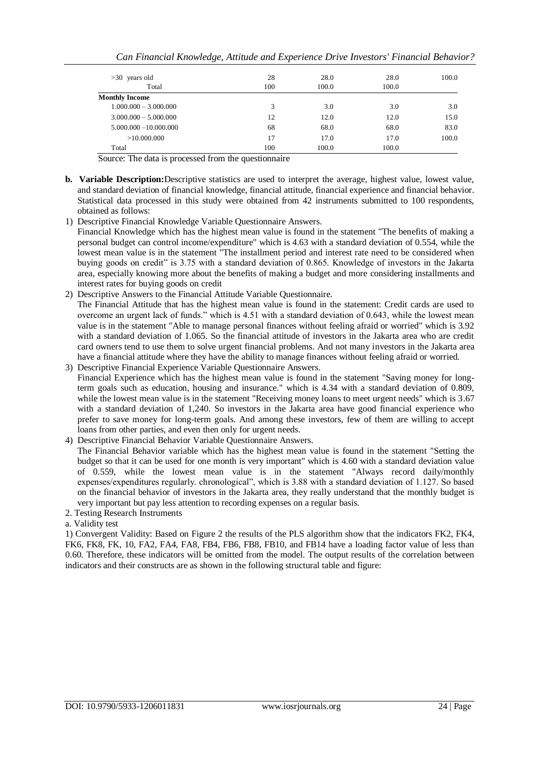| | | | | |
|---|---|---|---|---|
| >30 years old | 28 | 28.0 | 28.0 | 100.0 |
| Total | 100 | 100.0 | 100.0 | |
| **Monthly Income** | | | | |
| 1.000.000 – 3.000.000 | 3 | 3.0 | 3.0 | 3.0 |
| 3.000.000 – 5.000.000 | 12 | 12.0 | 12.0 | 15.0 |
| 5.000.000 –10.000.000 | 68 | 68.0 | 68.0 | 83.0 |
| >10.000.000 | 17 | 17.0 | 17.0 | 100.0 |
| Total | 100 | 100.0 | 100.0 | |

Source: The data is processed from the questionnaire

**b. Variable Description:**Descriptive statistics are used to interpret the average, highest value, lowest value, and standard deviation of financial knowledge, financial attitude, financial experience and financial behavior. Statistical data processed in this study were obtained from 42 instruments submitted to 100 respondents, obtained as follows:

1) Descriptive Financial Knowledge Variable Questionnaire Answers.
Financial Knowledge which has the highest mean value is found in the statement "The benefits of making a personal budget can control income/expenditure" which is 4.63 with a standard deviation of 0.554, while the lowest mean value is in the statement "The installment period and interest rate need to be considered when buying goods on credit" is 3.75 with a standard deviation of 0.865. Knowledge of investors in the Jakarta area, especially knowing more about the benefits of making a budget and more considering installments and interest rates for buying goods on credit

2) Descriptive Answers to the Financial Attitude Variable Questionnaire.
The Financial Attitude that has the highest mean value is found in the statement: Credit cards are used to overcome an urgent lack of funds." which is 4.51 with a standard deviation of 0.643, while the lowest mean value is in the statement "Able to manage personal finances without feeling afraid or worried" which is 3.92 with a standard deviation of 1.065. So the financial attitude of investors in the Jakarta area who are credit card owners tend to use them to solve urgent financial problems. And not many investors in the Jakarta area have a financial attitude where they have the ability to manage finances without feeling afraid or worried.

3) Descriptive Financial Experience Variable Questionnaire Answers.
Financial Experience which has the highest mean value is found in the statement "Saving money for long-term goals such as education, housing and insurance." which is 4.34 with a standard deviation of 0.809, while the lowest mean value is in the statement "Receiving money loans to meet urgent needs" which is 3.67 with a standard deviation of 1,240. So investors in the Jakarta area have good financial experience who prefer to save money for long-term goals. And among these investors, few of them are willing to accept loans from other parties, and even then only for urgent needs.

4) Descriptive Financial Behavior Variable Questionnaire Answers.
The Financial Behavior variable which has the highest mean value is found in the statement "Setting the budget so that it can be used for one month is very important" which is 4.60 with a standard deviation value of 0.559, while the lowest mean value is in the statement "Always record daily/monthly expenses/expenditures regularly. chronological", which is 3.88 with a standard deviation of 1.127. So based on the financial behavior of investors in the Jakarta area, they really understand that the monthly budget is very important but pay less attention to recording expenses on a regular basis.

2. Testing Research Instruments

a. Validity test

1) Convergent Validity: Based on Figure 2 the results of the PLS algorithm show that the indicators FK2, FK4, FK6, FK8, FK, 10, FA2, FA4, FA8, FB4, FB6, FB8, FB10, and FB14 have a loading factor value of less than 0.60. Therefore, these indicators will be omitted from the model. The output results of the correlation between indicators and their constructs are as shown in the following structural table and figure: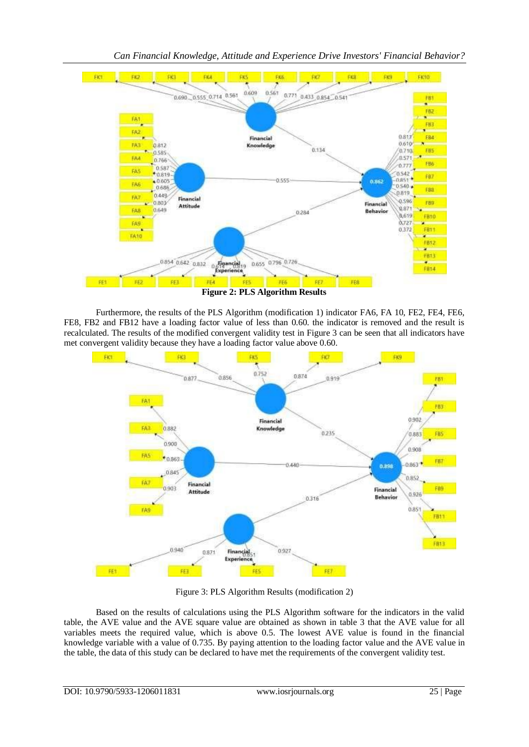**Figure 2: PLS Algorithm Results**

Furthermore, the results of the PLS Algorithm (modification 1) indicator FA6, FA 10, FE2, FE4, FE6, FE8, FB2 and FB12 have a loading factor value of less than 0.60. the indicator is removed and the result is recalculated. The results of the modified convergent validity test in Figure 3 can be seen that all indicators have met convergent validity because they have a loading factor value above 0.60.

Figure 3: PLS Algorithm Results (modification 2)

Based on the results of calculations using the PLS Algorithm software for the indicators in the valid table, the AVE value and the AVE square value are obtained as shown in table 3 that the AVE value for all variables meets the required value, which is above 0.5. The lowest AVE value is found in the financial knowledge variable with a value of 0.735. By paying attention to the loading factor value and the AVE value in the table, the data of this study can be declared to have met the requirements of the convergent validity test.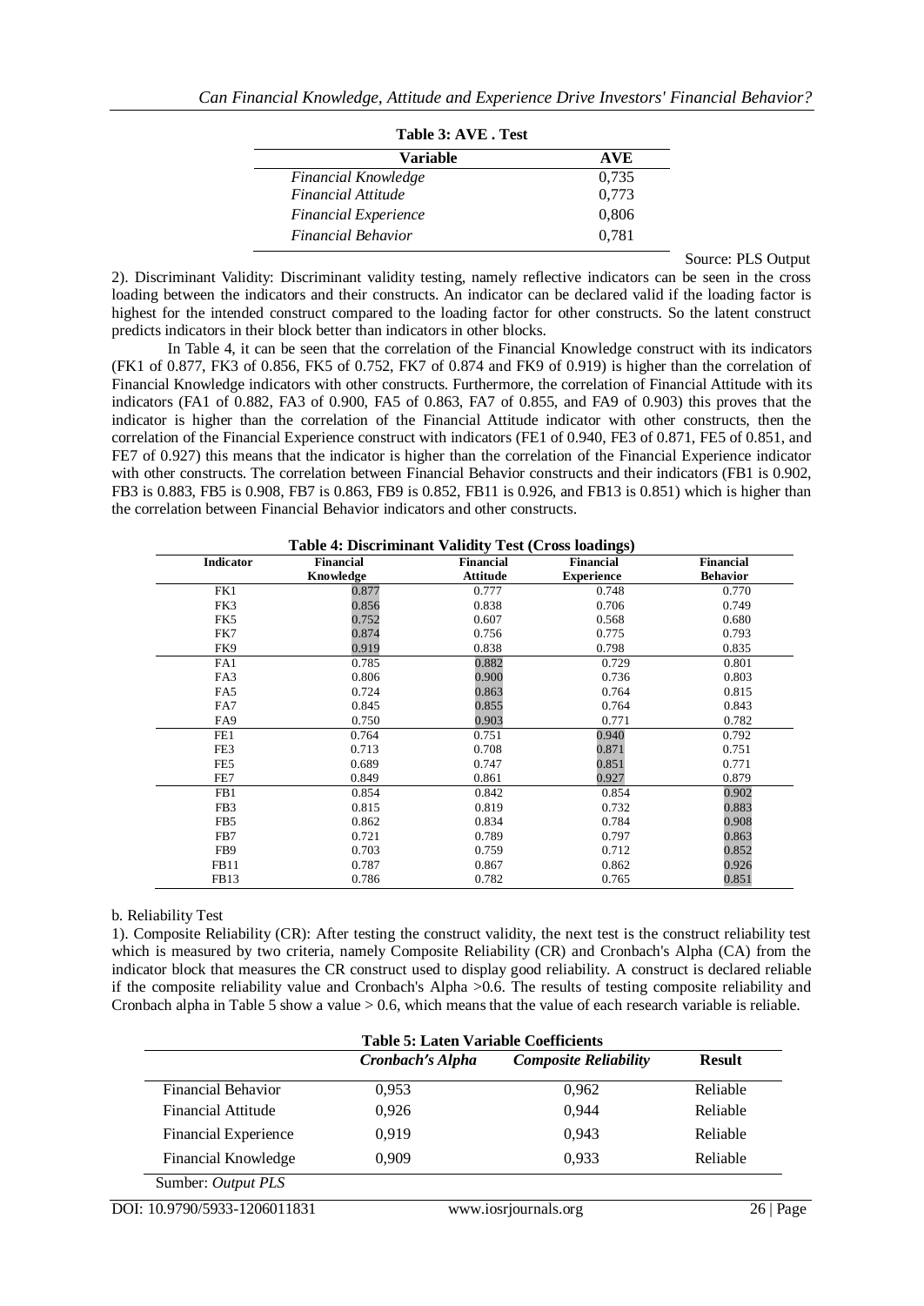**Table 3: AVE . Test**

| Variable | AVE |
|---|---|
| *Financial Knowledge* | 0,735 |
| *Financial Attitude* | 0,773 |
| *Financial Experience* | 0,806 |
| *Financial Behavior* | 0,781 |

Source: PLS Output

2). Discriminant Validity: Discriminant validity testing, namely reflective indicators can be seen in the cross loading between the indicators and their constructs. An indicator can be declared valid if the loading factor is highest for the intended construct compared to the loading factor for other constructs. So the latent construct predicts indicators in their block better than indicators in other blocks.

In Table 4, it can be seen that the correlation of the Financial Knowledge construct with its indicators (FK1 of 0.877, FK3 of 0.856, FK5 of 0.752, FK7 of 0.874 and FK9 of 0.919) is higher than the correlation of Financial Knowledge indicators with other constructs. Furthermore, the correlation of Financial Attitude with its indicators (FA1 of 0.882, FA3 of 0.900, FA5 of 0.863, FA7 of 0.855, and FA9 of 0.903) this proves that the indicator is higher than the correlation of the Financial Attitude indicator with other constructs, then the correlation of the Financial Experience construct with indicators (FE1 of 0.940, FE3 of 0.871, FE5 of 0.851, and FE7 of 0.927) this means that the indicator is higher than the correlation of the Financial Experience indicator with other constructs. The correlation between Financial Behavior constructs and their indicators (FB1 is 0.902, FB3 is 0.883, FB5 is 0.908, FB7 is 0.863, FB9 is 0.852, FB11 is 0.926, and FB13 is 0.851) which is higher than the correlation between Financial Behavior indicators and other constructs.

**Table 4: Discriminant Validity Test (Cross loadings)**

| Indicator | Financial Knowledge | Financial Attitude | Financial Experience | Financial Behavior |
|---|---|---|---|---|
| FK1 | 0.877 | 0.777 | 0.748 | 0.770 |
| FK3 | 0.856 | 0.838 | 0.706 | 0.749 |
| FK5 | 0.752 | 0.607 | 0.568 | 0.680 |
| FK7 | 0.874 | 0.756 | 0.775 | 0.793 |
| FK9 | 0.919 | 0.838 | 0.798 | 0.835 |
| FA1 | 0.785 | 0.882 | 0.729 | 0.801 |
| FA3 | 0.806 | 0.900 | 0.736 | 0.803 |
| FA5 | 0.724 | 0.863 | 0.764 | 0.815 |
| FA7 | 0.845 | 0.855 | 0.764 | 0.843 |
| FA9 | 0.750 | 0.903 | 0.771 | 0.782 |
| FE1 | 0.764 | 0.751 | 0.940 | 0.792 |
| FE3 | 0.713 | 0.708 | 0.871 | 0.751 |
| FE5 | 0.689 | 0.747 | 0.851 | 0.771 |
| FE7 | 0.849 | 0.861 | 0.927 | 0.879 |
| FB1 | 0.854 | 0.842 | 0.854 | 0.902 |
| FB3 | 0.815 | 0.819 | 0.732 | 0.883 |
| FB5 | 0.862 | 0.834 | 0.784 | 0.908 |
| FB7 | 0.721 | 0.789 | 0.797 | 0.863 |
| FB9 | 0.703 | 0.759 | 0.712 | 0.852 |
| FB11 | 0.787 | 0.867 | 0.862 | 0.926 |
| FB13 | 0.786 | 0.782 | 0.765 | 0.851 |

b. Reliability Test

1). Composite Reliability (CR): After testing the construct validity, the next test is the construct reliability test which is measured by two criteria, namely Composite Reliability (CR) and Cronbach's Alpha (CA) from the indicator block that measures the CR construct used to display good reliability. A construct is declared reliable if the composite reliability value and Cronbach's Alpha >0.6. The results of testing composite reliability and Cronbach alpha in Table 5 show a value > 0.6, which means that the value of each research variable is reliable.

**Table 5: Laten Variable Coefficients**

| | *Cronbach's Alpha* | *Composite Reliability* | Result |
|---|---|---|---|
| Financial Behavior | 0,953 | 0,962 | Reliable |
| Financial Attitude | 0,926 | 0,944 | Reliable |
| Financial Experience | 0,919 | 0,943 | Reliable |
| Financial Knowledge | 0,909 | 0,933 | Reliable |

Sumber: *Output PLS*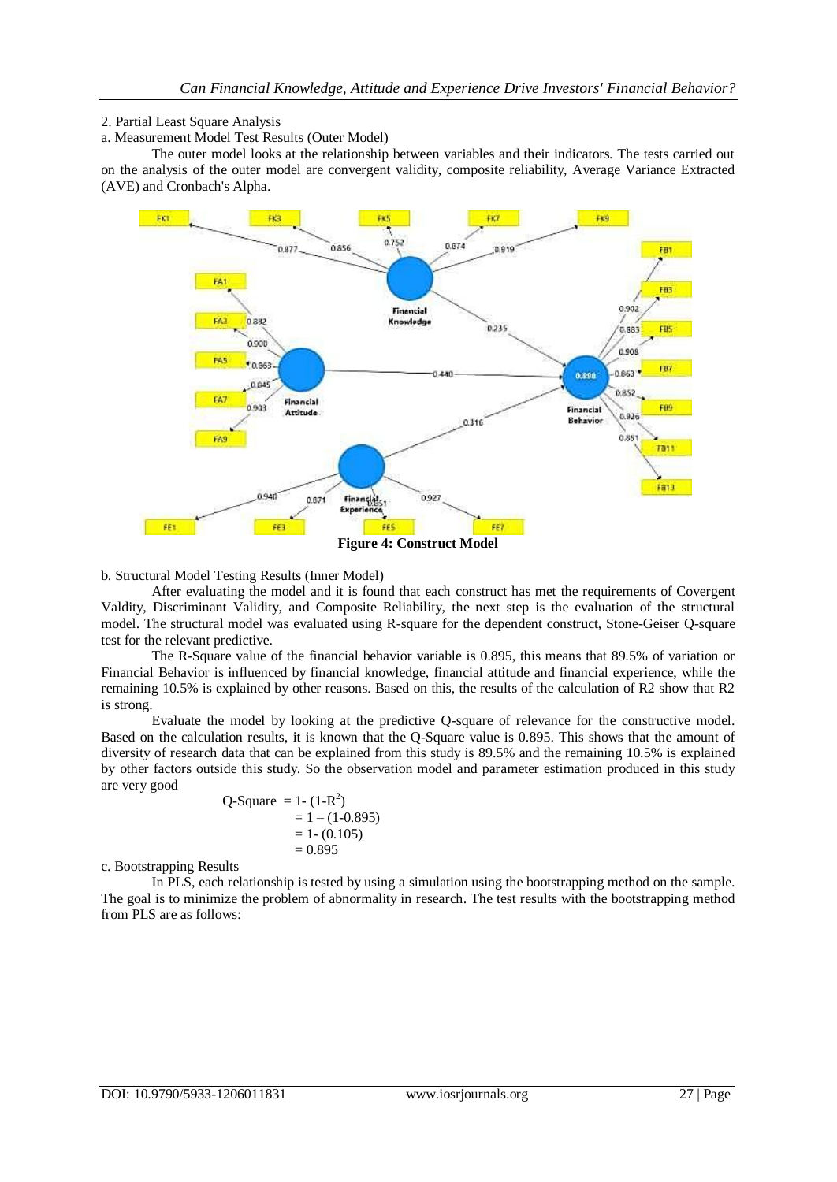2. Partial Least Square Analysis

a. Measurement Model Test Results (Outer Model)

The outer model looks at the relationship between variables and their indicators. The tests carried out on the analysis of the outer model are convergent validity, composite reliability, Average Variance Extracted (AVE) and Cronbach's Alpha.

**Figure 4: Construct Model**

b. Structural Model Testing Results (Inner Model)

After evaluating the model and it is found that each construct has met the requirements of Covergent Valdity, Discriminant Validity, and Composite Reliability, the next step is the evaluation of the structural model. The structural model was evaluated using R-square for the dependent construct, Stone-Geiser Q-square test for the relevant predictive.

The R-Square value of the financial behavior variable is 0.895, this means that 89.5% of variation or Financial Behavior is influenced by financial knowledge, financial attitude and financial experience, while the remaining 10.5% is explained by other reasons. Based on this, the results of the calculation of R2 show that R2 is strong.

Evaluate the model by looking at the predictive Q-square of relevance for the constructive model. Based on the calculation results, it is known that the Q-Square value is 0.895. This shows that the amount of diversity of research data that can be explained from this study is 89.5% and the remaining 10.5% is explained by other factors outside this study. So the observation model and parameter estimation produced in this study are very good

$$
\begin{aligned}
\text{Q-Square} &= 1 - (1 - R^2) \\
&= 1 - (1 - 0.895) \\
&= 1 - (0.105) \\
&= 0.895
\end{aligned}
$$

c. Bootstrapping Results

In PLS, each relationship is tested by using a simulation using the bootstrapping method on the sample. The goal is to minimize the problem of abnormality in research. The test results with the bootstrapping method from PLS are as follows: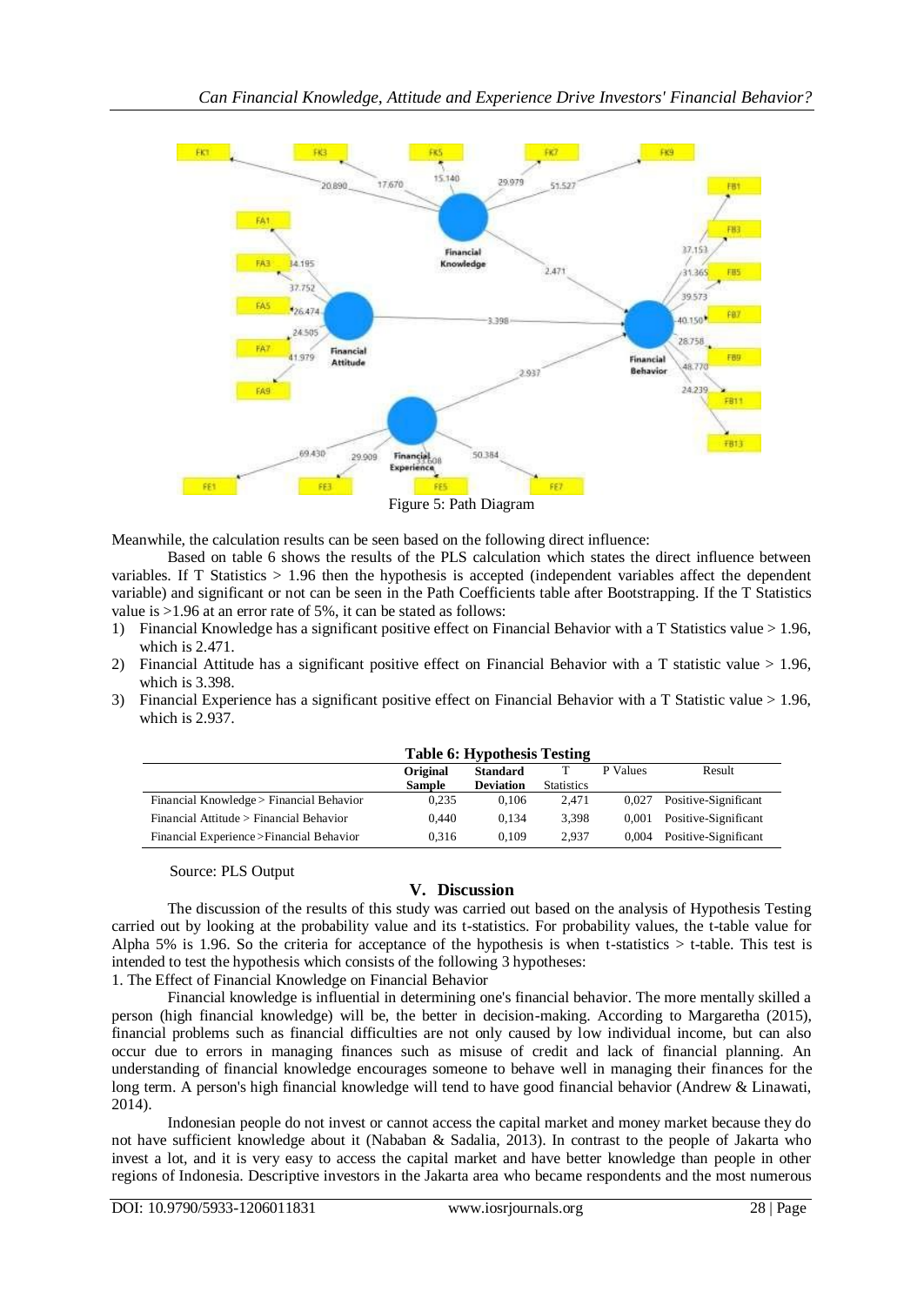Figure 5: Path Diagram

Meanwhile, the calculation results can be seen based on the following direct influence:

Based on table 6 shows the results of the PLS calculation which states the direct influence between variables. If T Statistics > 1.96 then the hypothesis is accepted (independent variables affect the dependent variable) and significant or not can be seen in the Path Coefficients table after Bootstrapping. If the T Statistics value is >1.96 at an error rate of 5%, it can be stated as follows:

1) Financial Knowledge has a significant positive effect on Financial Behavior with a T Statistics value > 1.96, which is 2.471.
2) Financial Attitude has a significant positive effect on Financial Behavior with a T statistic value > 1.96, which is 3.398.
3) Financial Experience has a significant positive effect on Financial Behavior with a T Statistic value > 1.96, which is 2.937.

**Table 6: Hypothesis Testing**

| | **Original Sample** | **Standard Deviation** | T Statistics | P Values | Result |
|---|---|---|---|---|---|
| Financial Knowledge > Financial Behavior | 0,235 | 0,106 | 2,471 | 0,027 | Positive-Significant |
| Financial Attitude > Financial Behavior | 0,440 | 0,134 | 3,398 | 0,001 | Positive-Significant |
| Financial Experience >Financial Behavior | 0,316 | 0,109 | 2,937 | 0,004 | Positive-Significant |

Source: PLS Output

## V. Discussion

The discussion of the results of this study was carried out based on the analysis of Hypothesis Testing carried out by looking at the probability value and its t-statistics. For probability values, the t-table value for Alpha 5% is 1.96. So the criteria for acceptance of the hypothesis is when t-statistics > t-table. This test is intended to test the hypothesis which consists of the following 3 hypotheses:

1. The Effect of Financial Knowledge on Financial Behavior

Financial knowledge is influential in determining one's financial behavior. The more mentally skilled a person (high financial knowledge) will be, the better in decision-making. According to Margaretha (2015), financial problems such as financial difficulties are not only caused by low individual income, but can also occur due to errors in managing finances such as misuse of credit and lack of financial planning. An understanding of financial knowledge encourages someone to behave well in managing their finances for the long term. A person's high financial knowledge will tend to have good financial behavior (Andrew & Linawati, 2014).

Indonesian people do not invest or cannot access the capital market and money market because they do not have sufficient knowledge about it (Nababan & Sadalia, 2013). In contrast to the people of Jakarta who invest a lot, and it is very easy to access the capital market and have better knowledge than people in other regions of Indonesia. Descriptive investors in the Jakarta area who became respondents and the most numerous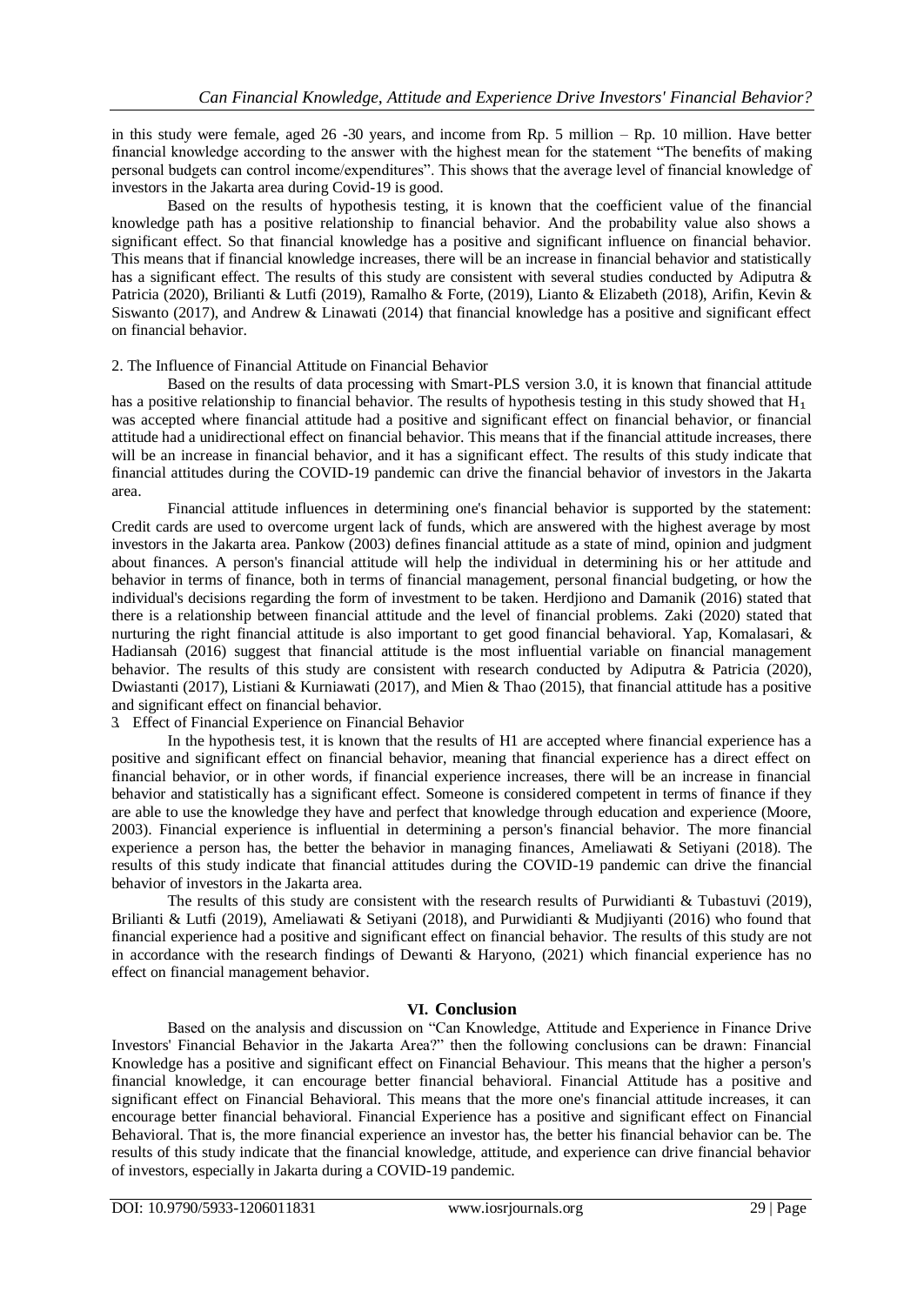in this study were female, aged 26 -30 years, and income from Rp. 5 million – Rp. 10 million. Have better financial knowledge according to the answer with the highest mean for the statement "The benefits of making personal budgets can control income/expenditures". This shows that the average level of financial knowledge of investors in the Jakarta area during Covid-19 is good.

Based on the results of hypothesis testing, it is known that the coefficient value of the financial knowledge path has a positive relationship to financial behavior. And the probability value also shows a significant effect. So that financial knowledge has a positive and significant influence on financial behavior. This means that if financial knowledge increases, there will be an increase in financial behavior and statistically has a significant effect. The results of this study are consistent with several studies conducted by Adiputra & Patricia (2020), Brilianti & Lutfi (2019), Ramalho & Forte, (2019), Lianto & Elizabeth (2018), Arifin, Kevin & Siswanto (2017), and Andrew & Linawati (2014) that financial knowledge has a positive and significant effect on financial behavior.

2. The Influence of Financial Attitude on Financial Behavior

Based on the results of data processing with Smart-PLS version 3.0, it is known that financial attitude has a positive relationship to financial behavior. The results of hypothesis testing in this study showed that $H_1$ was accepted where financial attitude had a positive and significant effect on financial behavior, or financial attitude had a unidirectional effect on financial behavior. This means that if the financial attitude increases, there will be an increase in financial behavior, and it has a significant effect. The results of this study indicate that financial attitudes during the COVID-19 pandemic can drive the financial behavior of investors in the Jakarta area.

Financial attitude influences in determining one's financial behavior is supported by the statement: Credit cards are used to overcome urgent lack of funds, which are answered with the highest average by most investors in the Jakarta area. Pankow (2003) defines financial attitude as a state of mind, opinion and judgment about finances. A person's financial attitude will help the individual in determining his or her attitude and behavior in terms of finance, both in terms of financial management, personal financial budgeting, or how the individual's decisions regarding the form of investment to be taken. Herdjiono and Damanik (2016) stated that there is a relationship between financial attitude and the level of financial problems. Zaki (2020) stated that nurturing the right financial attitude is also important to get good financial behavioral. Yap, Komalasari, & Hadiansah (2016) suggest that financial attitude is the most influential variable on financial management behavior. The results of this study are consistent with research conducted by Adiputra & Patricia (2020), Dwiastanti (2017), Listiani & Kurniawati (2017), and Mien & Thao (2015), that financial attitude has a positive and significant effect on financial behavior.

3. Effect of Financial Experience on Financial Behavior

In the hypothesis test, it is known that the results of H1 are accepted where financial experience has a positive and significant effect on financial behavior, meaning that financial experience has a direct effect on financial behavior, or in other words, if financial experience increases, there will be an increase in financial behavior and statistically has a significant effect. Someone is considered competent in terms of finance if they are able to use the knowledge they have and perfect that knowledge through education and experience (Moore, 2003). Financial experience is influential in determining a person's financial behavior. The more financial experience a person has, the better the behavior in managing finances, Ameliawati & Setiyani (2018). The results of this study indicate that financial attitudes during the COVID-19 pandemic can drive the financial behavior of investors in the Jakarta area.

The results of this study are consistent with the research results of Purwidianti & Tubastuvi (2019), Brilianti & Lutfi (2019), Ameliawati & Setiyani (2018), and Purwidianti & Mudjiyanti (2016) who found that financial experience had a positive and significant effect on financial behavior. The results of this study are not in accordance with the research findings of Dewanti & Haryono, (2021) which financial experience has no effect on financial management behavior.

## VI. Conclusion

Based on the analysis and discussion on "Can Knowledge, Attitude and Experience in Finance Drive Investors' Financial Behavior in the Jakarta Area?" then the following conclusions can be drawn: Financial Knowledge has a positive and significant effect on Financial Behaviour. This means that the higher a person's financial knowledge, it can encourage better financial behavioral. Financial Attitude has a positive and significant effect on Financial Behavioral. This means that the more one's financial attitude increases, it can encourage better financial behavioral. Financial Experience has a positive and significant effect on Financial Behavioral. That is, the more financial experience an investor has, the better his financial behavior can be. The results of this study indicate that the financial knowledge, attitude, and experience can drive financial behavior of investors, especially in Jakarta during a COVID-19 pandemic.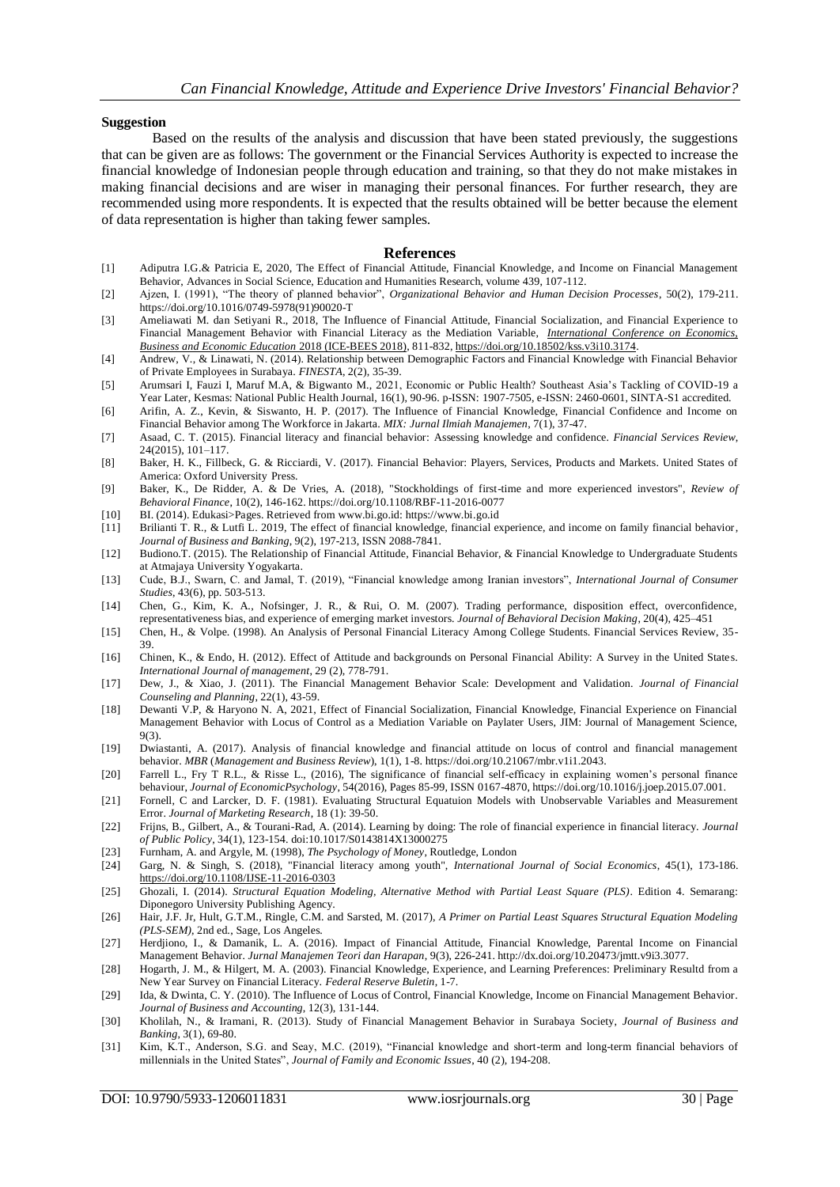**Suggestion**

Based on the results of the analysis and discussion that have been stated previously, the suggestions that can be given are as follows: The government or the Financial Services Authority is expected to increase the financial knowledge of Indonesian people through education and training, so that they do not make mistakes in making financial decisions and are wiser in managing their personal finances. For further research, they are recommended using more respondents. It is expected that the results obtained will be better because the element of data representation is higher than taking fewer samples.

## References

[1] Adiputra I.G.& Patricia E, 2020, The Effect of Financial Attitude, Financial Knowledge, and Income on Financial Management Behavior, Advances in Social Science, Education and Humanities Research, volume 439, 107-112.

[2] Ajzen, I. (1991), "The theory of planned behavior", *Organizational Behavior and Human Decision Processes*, 50(2), 179-211. https://doi.org/10.1016/0749-5978(91)90020-T

[3] Ameliawati M. dan Setiyani R., 2018, The Influence of Financial Attitude, Financial Socialization, and Financial Experience to Financial Management Behavior with Financial Literacy as the Mediation Variable, *International Conference on Economics, Business and Economic Education* 2018 (ICE-BEES 2018), 811-832, https://doi.org/10.18502/kss.v3i10.3174.

[4] Andrew, V., & Linawati, N. (2014). Relationship between Demographic Factors and Financial Knowledge with Financial Behavior of Private Employees in Surabaya. *FINESTA*, 2(2), 35-39.

[5] Arumsari I, Fauzi I, Maruf M.A, & Bigwanto M., 2021, Economic or Public Health? Southeast Asia's Tackling of COVID-19 a Year Later, Kesmas: National Public Health Journal, 16(1), 90-96. p-ISSN: 1907-7505, e-ISSN: 2460-0601, SINTA-S1 accredited.

[6] Arifin, A. Z., Kevin, & Siswanto, H. P. (2017). The Influence of Financial Knowledge, Financial Confidence and Income on Financial Behavior among The Workforce in Jakarta. *MIX: Jurnal Ilmiah Manajemen*, 7(1), 37-47.

[7] Asaad, C. T. (2015). Financial literacy and financial behavior: Assessing knowledge and confidence. *Financial Services Review*, 24(2015), 101–117.

[8] Baker, H. K., Fillbeck, G. & Ricciardi, V. (2017). Financial Behavior: Players, Services, Products and Markets. United States of America: Oxford University Press.

[9] Baker, K., De Ridder, A. & De Vries, A. (2018), "Stockholdings of first-time and more experienced investors", *Review of Behavioral Finance*, 10(2), 146-162. https://doi.org/10.1108/RBF-11-2016-0077

[10] BI. (2014). Edukasi>Pages. Retrieved from www.bi.go.id: https://www.bi.go.id

[11] Brilianti T. R., & Lutfi L. 2019, The effect of financial knowledge, financial experience, and income on family financial behavior, *Journal of Business and Banking*, 9(2), 197-213, ISSN 2088-7841.

[12] Budiono.T. (2015). The Relationship of Financial Attitude, Financial Behavior, & Financial Knowledge to Undergraduate Students at Atmajaya University Yogyakarta.

[13] Cude, B.J., Swarn, C. and Jamal, T. (2019), "Financial knowledge among Iranian investors", *International Journal of Consumer Studies*, 43(6), pp. 503-513.

[14] Chen, G., Kim, K. A., Nofsinger, J. R., & Rui, O. M. (2007). Trading performance, disposition effect, overconfidence, representativeness bias, and experience of emerging market investors. *Journal of Behavioral Decision Making*, 20(4), 425–451

[15] Chen, H., & Volpe. (1998). An Analysis of Personal Financial Literacy Among College Students. Financial Services Review, 35-39.

[16] Chinen, K., & Endo, H. (2012). Effect of Attitude and backgrounds on Personal Financial Ability: A Survey in the United States. *International Journal of management*, 29 (2), 778-791.

[17] Dew, J., & Xiao, J. (2011). The Financial Management Behavior Scale: Development and Validation. *Journal of Financial Counseling and Planning*, 22(1), 43-59.

[18] Dewanti V.P, & Haryono N. A, 2021, Effect of Financial Socialization, Financial Knowledge, Financial Experience on Financial Management Behavior with Locus of Control as a Mediation Variable on Paylater Users, JIM: Journal of Management Science, 9(3).

[19] Dwiastanti, A. (2017). Analysis of financial knowledge and financial attitude on locus of control and financial management behavior. *MBR* (*Management and Business Review*), 1(1), 1-8. https://doi.org/10.21067/mbr.v1i1.2043.

[20] Farrell L., Fry T R.L., & Risse L., (2016), The significance of financial self-efficacy in explaining women's personal finance behaviour, *Journal of EconomicPsychology*, 54(2016), Pages 85-99, ISSN 0167-4870, https://doi.org/10.1016/j.joep.2015.07.001.

[21] Fornell, C and Larcker, D. F. (1981). Evaluating Structural Equatuion Models with Unobservable Variables and Measurement Error. *Journal of Marketing Research*, 18 (1): 39-50.

[22] Frijns, B., Gilbert, A., & Tourani-Rad, A. (2014). Learning by doing: The role of financial experience in financial literacy. *Journal of Public Policy*, 34(1), 123-154. doi:10.1017/S0143814X13000275

[23] Furnham, A. and Argyle, M. (1998), *The Psychology of Money*, Routledge, London

[24] Garg, N. & Singh, S. (2018), "Financial literacy among youth", *International Journal of Social Economics*, 45(1), 173-186. https://doi.org/10.1108/IJSE-11-2016-0303

[25] Ghozali, I. (2014). *Structural Equation Modeling, Alternative Method with Partial Least Square (PLS)*. Edition 4. Semarang: Diponegoro University Publishing Agency.

[26] Hair, J.F. Jr, Hult, G.T.M., Ringle, C.M. and Sarsted, M. (2017), *A Primer on Partial Least Squares Structural Equation Modeling (PLS-SEM)*, 2nd ed., Sage, Los Angeles.

[27] Herdjiono, I., & Damanik, L. A. (2016). Impact of Financial Attitude, Financial Knowledge, Parental Income on Financial Management Behavior. *Jurnal Manajemen Teori dan Harapan*, 9(3), 226-241. http://dx.doi.org/10.20473/jmtt.v9i3.3077.

[28] Hogarth, J. M., & Hilgert, M. A. (2003). Financial Knowledge, Experience, and Learning Preferences: Preliminary Resultd from a New Year Survey on Financial Literacy. *Federal Reserve Buletin*, 1-7.

[29] Ida, & Dwinta, C. Y. (2010). The Influence of Locus of Control, Financial Knowledge, Income on Financial Management Behavior. *Journal of Business and Accounting*, 12(3), 131-144.

[30] Kholilah, N., & Iramani, R. (2013). Study of Financial Management Behavior in Surabaya Society, *Journal of Business and Banking*, 3(1), 69-80.

[31] Kim, K.T., Anderson, S.G. and Seay, M.C. (2019), "Financial knowledge and short-term and long-term financial behaviors of millennials in the United States", *Journal of Family and Economic Issues*, 40 (2), 194-208.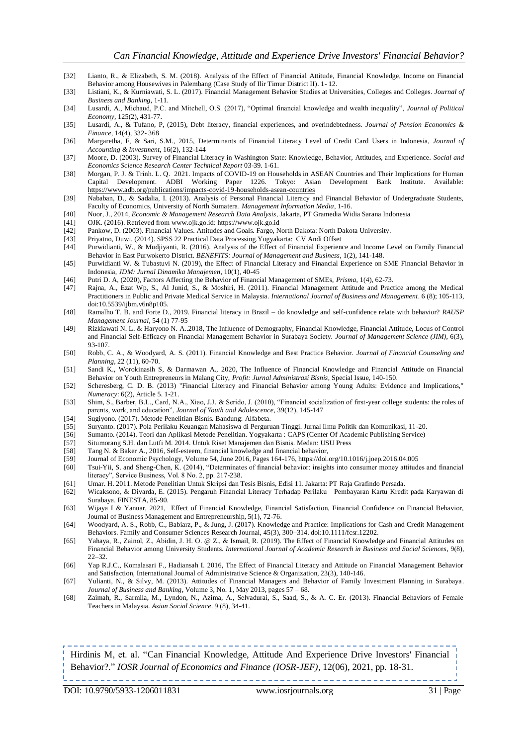[32] Lianto, R., & Elizabeth, S. M. (2018). Analysis of the Effect of Financial Attitude, Financial Knowledge, Income on Financial Behavior among Housewives in Palembang (Case Study of Ilir Timur District II). 1- 12.

[33] Listiani, K., & Kurniawati, S. L. (2017). Financial Management Behavior Studies at Universities, Colleges and Colleges. *Journal of Business and Banking*, 1-11.

[34] Lusardi, A., Michaud, P.C. and Mitchell, O.S. (2017), "Optimal financial knowledge and wealth inequality", *Journal of Political Economy*, 125(2), 431-77.

[35] Lusardi, A., & Tufano, P, (2015), Debt literacy, financial experiences, and overindebtedness. *Journal of Pension Economics & Finance*, 14(4), 332- 368

[36] Margaretha, F, & Sari, S.M., 2015, Determinants of Financial Literacy Level of Credit Card Users in Indonesia, *Journal of Accounting & Investment*, 16(2), 132-144

[37] Moore, D. (2003). Survey of Financial Literacy in Washington State: Knowledge, Behavior, Attitudes, and Experience. *Social and Economics Science Research Center Technical Report* 03-39. 1-61.

[38] Morgan, P. J. & Trinh. L. Q. 2021. Impacts of COVID-19 on Households in ASEAN Countries and Their Implications for Human Capital Development. ADBI Working Paper 1226. Tokyo: Asian Development Bank Institute. Available: https://www.adb.org/publications/impacts-covid-19-households-asean-countries

[39] Nababan, D., & Sadalia, I. (2013). Analysis of Personal Financial Literacy and Financial Behavior of Undergraduate Students, Faculty of Economics, University of North Sumatera. *Management Information Media*, 1-16.

[40] Noor, J., 2014, *Economic & Management Research Data Analysis*, Jakarta, PT Gramedia Widia Sarana Indonesia

[41] OJK. (2016). Retrieved from www.ojk.go.id: https://www.ojk.go.id

[42] Pankow, D. (2003). Financial Values. Attitudes and Goals. Fargo, North Dakota: North Dakota University.

[43] Priyatno, Duwi. (2014). SPSS 22 Practical Data Processing.Yogyakarta: CV Andi Offset

[44] Purwidianti, W., & Mudjiyanti, R. (2016). Analysis of the Effect of Financial Experience and Income Level on Family Financial Behavior in East Purwokerto District. *BENEFITS: Journal of Management and Business*, 1(2), 141-148.

[45] Purwidianti W. & Tubastuvi N. (2019), the Effect of Financial Literacy and Financial Experience on SME Financial Behavior in Indonesia, *JDM: Jurnal Dinamika Manajemen*, 10(1), 40-45

[46] Putri D. A, (2020), Factors Affecting the Behavior of Financial Management of SMEs, *Prisma*, 1(4), 62-73.

[47] Rajna, A., Ezat Wp, S., Al Junid, S., & Moshiri, H. (2011). Financial Management Attitude and Practice among the Medical Practitioners in Public and Private Medical Service in Malaysia. *International Journal of Business and Management*. 6 (8); 105-113, doi:10.5539/ijbm.v6n8p105.

[48] Ramalho T. B. and Forte D., 2019. Financial literacy in Brazil – do knowledge and self-confidence relate with behavior? *RAUSP Management Journal*, 54 (1) 77-95

[49] Rizkiawati N. L. & Haryono N. A..2018, The Influence of Demography, Financial Knowledge, Financial Attitude, Locus of Control and Financial Self-Efficacy on Financial Management Behavior in Surabaya Society. *Journal of Management Science (JIM)*, 6(3), 93-107.

[50] Robb, C. A., & Woodyard, A. S. (2011). Financial Knowledge and Best Practice Behavior. *Journal of Financial Counseling and Planning*, 22 (11), 60-70.

[51] Sandi K., Worokinasih S, & Darmawan A., 2020, The Influence of Financial Knowledge and Financial Attitude on Financial Behavior on Youth Entrepreneurs in Malang City, *Profit: Jurnal Administrasi Bisnis*, Special Issue, 140-150.

[52] Scheresberg, C. D. B. (2013) "Financial Literacy and Financial Behavior among Young Adults: Evidence and Implications," *Numeracy*: 6(2), Article 5. 1-21.

[53] Shim, S., Barber, B.L., Card, N.A., Xiao, J.J. & Serido, J. (2010), "Financial socialization of first-year college students: the roles of parents, work, and education", *Journal of Youth and Adolescence*, 39(12), 145-147

[54] Sugiyono. (2017). Metode Penelitian Bisnis. Bandung: Alfabeta.

[55] Suryanto. (2017). Pola Perilaku Keuangan Mahasiswa di Perguruan Tinggi. Jurnal Ilmu Politik dan Komunikasi, 11-20.

[56] Sumanto. (2014). Teori dan Aplikasi Metode Penelitian. Yogyakarta : CAPS (Center Of Academic Publishing Service)

[57] Situmorang S.H. dan Lutfi M. 2014. Untuk Riset Manajemen dan Bisnis. Medan: USU Press

[58] Tang N. & Baker A., 2016, Self-esteem, financial knowledge and financial behavior,

[59] Journal of Economic Psychology, Volume 54, June 2016, Pages 164-176, https://doi.org/10.1016/j.joep.2016.04.005

[60] Tsui-Yii, S. and Sheng-Chen, K. (2014), "Determinates of financial behavior: insights into consumer money attitudes and financial literacy", Service Business, Vol. 8 No. 2, pp. 217-238.

[61] Umar. H. 2011. Metode Penelitian Untuk Skripsi dan Tesis Bisnis, Edisi 11. Jakarta: PT Raja Grafindo Persada.

[62] Wicaksono, & Divarda, E. (2015). Pengaruh Financial Literacy Terhadap Perilaku Pembayaran Kartu Kredit pada Karyawan di Surabaya. FINESTA, 85-90.

[63] Wijaya I & Yanuar, 2021, Effect of Financial Knowledge, Financial Satisfaction, Financial Confidence on Financial Behavior, Journal of Business Management and Entrepreneurship, 5(1), 72-76.

[64] Woodyard, A. S., Robb, C., Babiarz, P., & Jung, J. (2017). Knowledge and Practice: Implications for Cash and Credit Management Behaviors. Family and Consumer Sciences Research Journal, 45(3), 300–314. doi:10.1111/fcsr.12202.

[65] Yahaya, R., Zainol, Z., Abidin, J. H. O. @ Z., & Ismail, R. (2019). The Effect of Financial Knowledge and Financial Attitudes on Financial Behavior among University Students. *International Journal of Academic Research in Business and Social Sciences*, 9(8), 22–32.

[66] Yap R.J.C., Komalasari F., Hadiansah I. 2016, The Effect of Financial Literacy and Attitude on Financial Management Behavior and Satisfaction, International Journal of Administrative Science & Organization, 23(3), 140-146.

[67] Yulianti, N., & Silvy, M. (2013). Attitudes of Financial Managers and Behavior of Family Investment Planning in Surabaya. *Journal of Business and Banking*, Volume 3, No. 1, May 2013, pages 57 – 68.

[68] Zaimah, R., Sarmila, M., Lyndon, N., Azima, A., Selvadurai, S., Saad, S., & A. C. Er. (2013). Financial Behaviors of Female Teachers in Malaysia. *Asian Social Science*. 9 (8), 34-41.

Hirdinis M, et. al. "Can Financial Knowledge, Attitude And Experience Drive Investors' Financial Behavior?." *IOSR Journal of Economics and Finance (IOSR-JEF)*, 12(06), 2021, pp. 18-31.